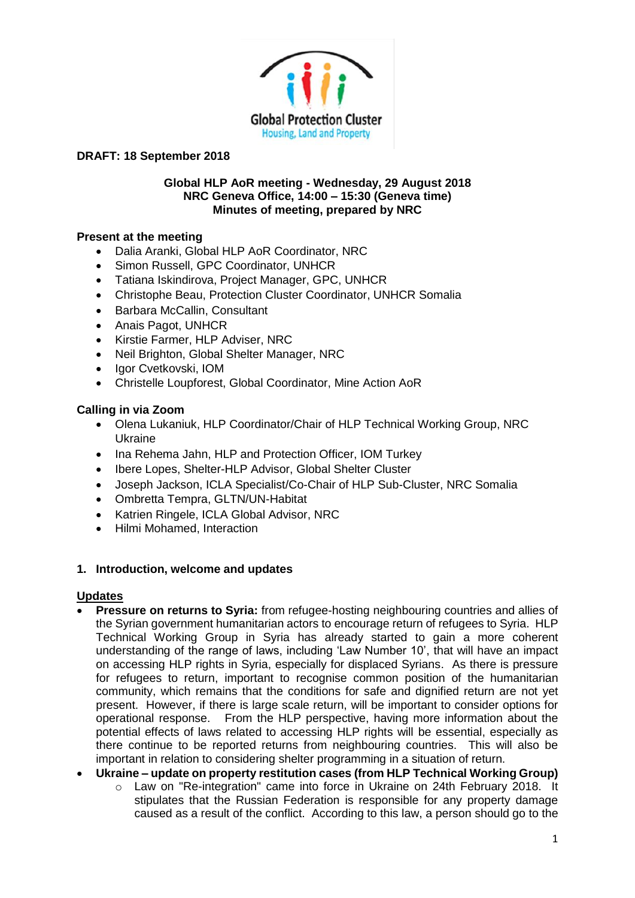Global Protection Cluster
Housing, Land and Property

**DRAFT: 18 September 2018**

**Global HLP AoR meeting - Wednesday, 29 August 2018**
**NRC Geneva Office, 14:00 – 15:30 (Geneva time)**
**Minutes of meeting, prepared by NRC**

**Present at the meeting**

- Dalia Aranki, Global HLP AoR Coordinator, NRC
- Simon Russell, GPC Coordinator, UNHCR
- Tatiana Iskindirova, Project Manager, GPC, UNHCR
- Christophe Beau, Protection Cluster Coordinator, UNHCR Somalia
- Barbara McCallin, Consultant
- Anais Pagot, UNHCR
- Kirstie Farmer, HLP Adviser, NRC
- Neil Brighton, Global Shelter Manager, NRC
- Igor Cvetkovski, IOM
- Christelle Loupforest, Global Coordinator, Mine Action AoR

**Calling in via Zoom**

- Olena Lukaniuk, HLP Coordinator/Chair of HLP Technical Working Group, NRC Ukraine
- Ina Rehema Jahn, HLP and Protection Officer, IOM Turkey
- Ibere Lopes, Shelter-HLP Advisor, Global Shelter Cluster
- Joseph Jackson, ICLA Specialist/Co-Chair of HLP Sub-Cluster, NRC Somalia
- Ombretta Tempra, GLTN/UN-Habitat
- Katrien Ringele, ICLA Global Advisor, NRC
- Hilmi Mohamed, Interaction

## 1. Introduction, welcome and updates

**Updates**

- **Pressure on returns to Syria:** from refugee-hosting neighbouring countries and allies of the Syrian government humanitarian actors to encourage return of refugees to Syria. HLP Technical Working Group in Syria has already started to gain a more coherent understanding of the range of laws, including 'Law Number 10', that will have an impact on accessing HLP rights in Syria, especially for displaced Syrians. As there is pressure for refugees to return, important to recognise common position of the humanitarian community, which remains that the conditions for safe and dignified return are not yet present. However, if there is large scale return, will be important to consider options for operational response. From the HLP perspective, having more information about the potential effects of laws related to accessing HLP rights will be essential, especially as there continue to be reported returns from neighbouring countries. This will also be important in relation to considering shelter programming in a situation of return.
- **Ukraine – update on property restitution cases (from HLP Technical Working Group)**
  - Law on "Re-integration" came into force in Ukraine on 24th February 2018. It stipulates that the Russian Federation is responsible for any property damage caused as a result of the conflict. According to this law, a person should go to the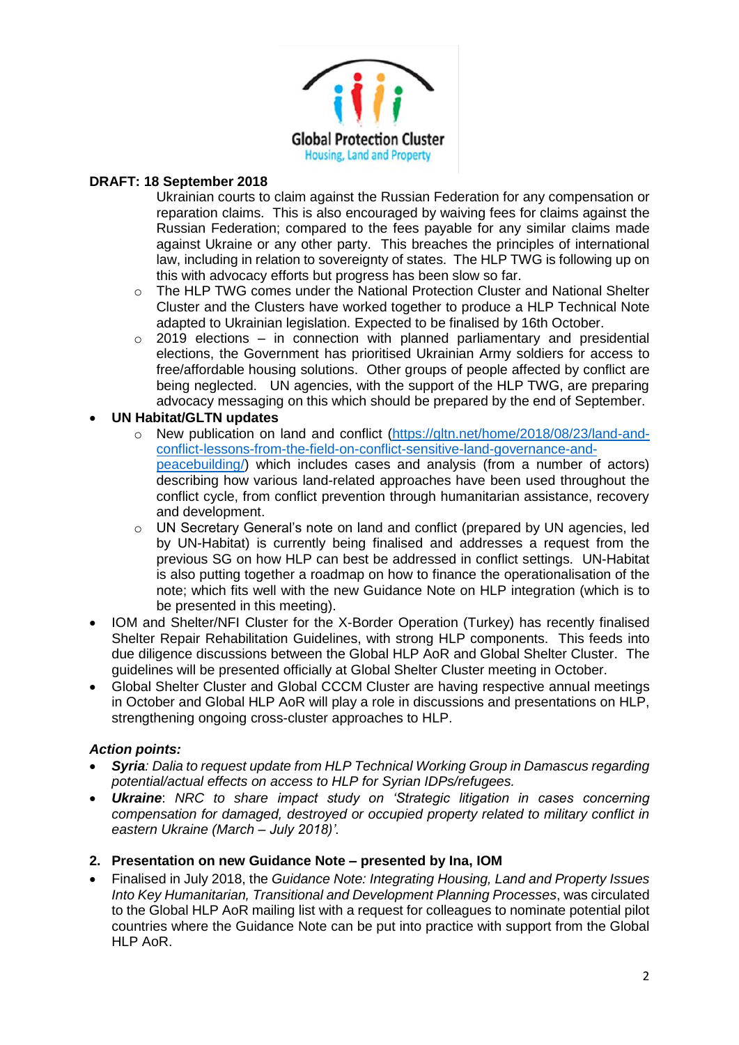**DRAFT: 18 September 2018**

Ukrainian courts to claim against the Russian Federation for any compensation or reparation claims. This is also encouraged by waiving fees for claims against the Russian Federation; compared to the fees payable for any similar claims made against Ukraine or any other party. This breaches the principles of international law, including in relation to sovereignty of states. The HLP TWG is following up on this with advocacy efforts but progress has been slow so far.

- The HLP TWG comes under the National Protection Cluster and National Shelter Cluster and the Clusters have worked together to produce a HLP Technical Note adapted to Ukrainian legislation. Expected to be finalised by 16th October.
- 2019 elections – in connection with planned parliamentary and presidential elections, the Government has prioritised Ukrainian Army soldiers for access to free/affordable housing solutions. Other groups of people affected by conflict are being neglected. UN agencies, with the support of the HLP TWG, are preparing advocacy messaging on this which should be prepared by the end of September.

- **UN Habitat/GLTN updates**
  - New publication on land and conflict (https://gltn.net/home/2018/08/23/land-and-conflict-lessons-from-the-field-on-conflict-sensitive-land-governance-and-peacebuilding/) which includes cases and analysis (from a number of actors) describing how various land-related approaches have been used throughout the conflict cycle, from conflict prevention through humanitarian assistance, recovery and development.
  - UN Secretary General's note on land and conflict (prepared by UN agencies, led by UN-Habitat) is currently being finalised and addresses a request from the previous SG on how HLP can best be addressed in conflict settings. UN-Habitat is also putting together a roadmap on how to finance the operationalisation of the note; which fits well with the new Guidance Note on HLP integration (which is to be presented in this meeting).
- IOM and Shelter/NFI Cluster for the X-Border Operation (Turkey) has recently finalised Shelter Repair Rehabilitation Guidelines, with strong HLP components. This feeds into due diligence discussions between the Global HLP AoR and Global Shelter Cluster. The guidelines will be presented officially at Global Shelter Cluster meeting in October.
- Global Shelter Cluster and Global CCCM Cluster are having respective annual meetings in October and Global HLP AoR will play a role in discussions and presentations on HLP, strengthening ongoing cross-cluster approaches to HLP.

***Action points:***

- ***Syria**: Dalia to request update from HLP Technical Working Group in Damascus regarding potential/actual effects on access to HLP for Syrian IDPs/refugees.*
- ***Ukraine**: NRC to share impact study on 'Strategic litigation in cases concerning compensation for damaged, destroyed or occupied property related to military conflict in eastern Ukraine (March – July 2018)'.*

## 2. Presentation on new Guidance Note – presented by Ina, IOM

- Finalised in July 2018, the *Guidance Note: Integrating Housing, Land and Property Issues Into Key Humanitarian, Transitional and Development Planning Processes*, was circulated to the Global HLP AoR mailing list with a request for colleagues to nominate potential pilot countries where the Guidance Note can be put into practice with support from the Global HLP AoR.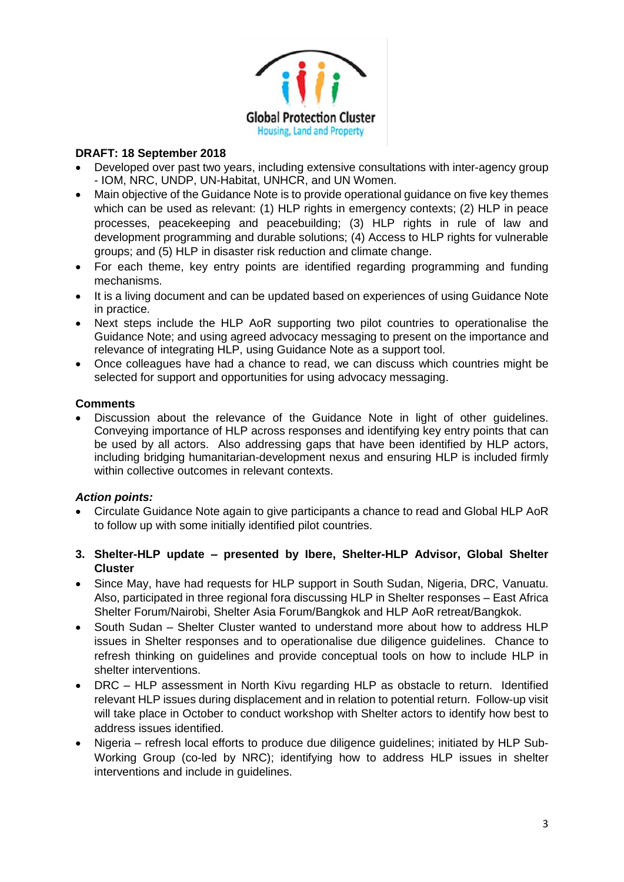**DRAFT: 18 September 2018**

- Developed over past two years, including extensive consultations with inter-agency group - IOM, NRC, UNDP, UN-Habitat, UNHCR, and UN Women.
- Main objective of the Guidance Note is to provide operational guidance on five key themes which can be used as relevant: (1) HLP rights in emergency contexts; (2) HLP in peace processes, peacekeeping and peacebuilding; (3) HLP rights in rule of law and development programming and durable solutions; (4) Access to HLP rights for vulnerable groups; and (5) HLP in disaster risk reduction and climate change.
- For each theme, key entry points are identified regarding programming and funding mechanisms.
- It is a living document and can be updated based on experiences of using Guidance Note in practice.
- Next steps include the HLP AoR supporting two pilot countries to operationalise the Guidance Note; and using agreed advocacy messaging to present on the importance and relevance of integrating HLP, using Guidance Note as a support tool.
- Once colleagues have had a chance to read, we can discuss which countries might be selected for support and opportunities for using advocacy messaging.

**Comments**

- Discussion about the relevance of the Guidance Note in light of other guidelines. Conveying importance of HLP across responses and identifying key entry points that can be used by all actors. Also addressing gaps that have been identified by HLP actors, including bridging humanitarian-development nexus and ensuring HLP is included firmly within collective outcomes in relevant contexts.

***Action points:***

- Circulate Guidance Note again to give participants a chance to read and Global HLP AoR to follow up with some initially identified pilot countries.

3. **Shelter-HLP update – presented by Ibere, Shelter-HLP Advisor, Global Shelter Cluster**

- Since May, have had requests for HLP support in South Sudan, Nigeria, DRC, Vanuatu. Also, participated in three regional fora discussing HLP in Shelter responses – East Africa Shelter Forum/Nairobi, Shelter Asia Forum/Bangkok and HLP AoR retreat/Bangkok.
- South Sudan – Shelter Cluster wanted to understand more about how to address HLP issues in Shelter responses and to operationalise due diligence guidelines. Chance to refresh thinking on guidelines and provide conceptual tools on how to include HLP in shelter interventions.
- DRC – HLP assessment in North Kivu regarding HLP as obstacle to return. Identified relevant HLP issues during displacement and in relation to potential return. Follow-up visit will take place in October to conduct workshop with Shelter actors to identify how best to address issues identified.
- Nigeria – refresh local efforts to produce due diligence guidelines; initiated by HLP Sub-Working Group (co-led by NRC); identifying how to address HLP issues in shelter interventions and include in guidelines.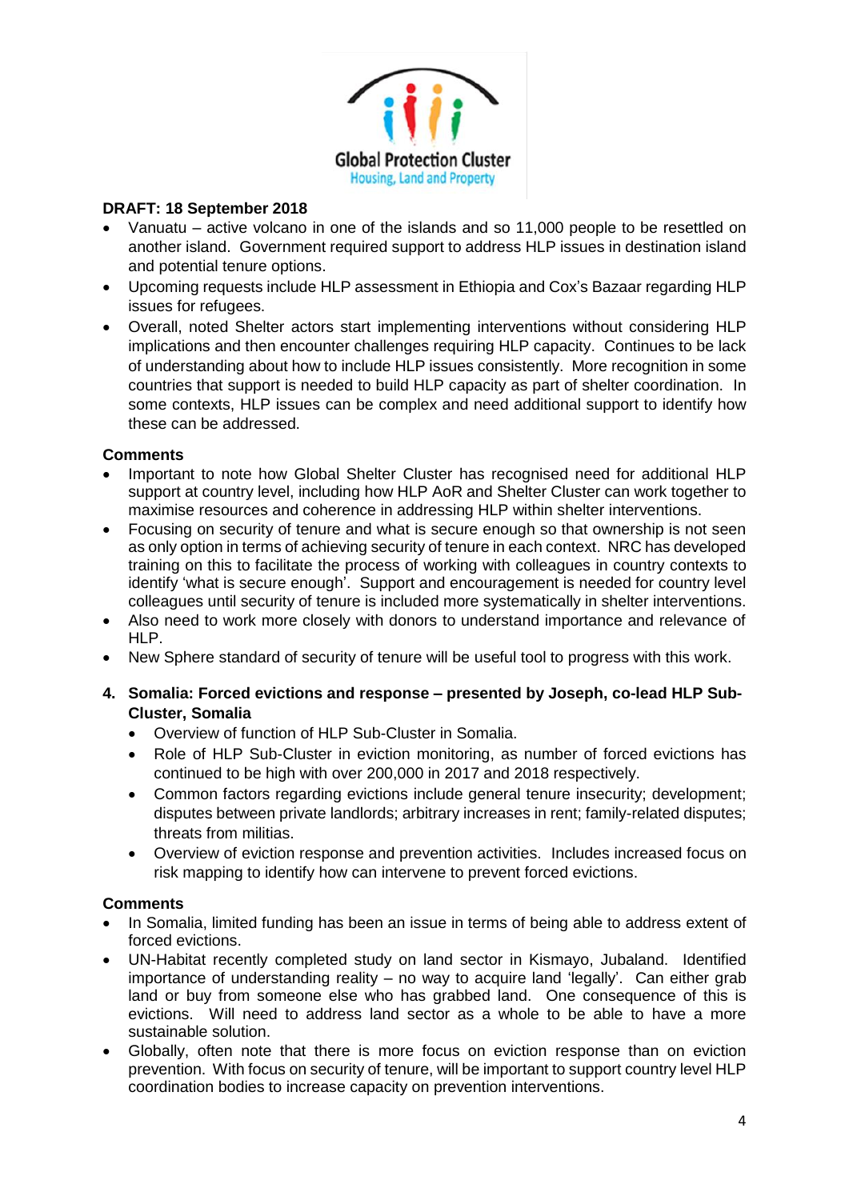**DRAFT: 18 September 2018**

- Vanuatu – active volcano in one of the islands and so 11,000 people to be resettled on another island. Government required support to address HLP issues in destination island and potential tenure options.
- Upcoming requests include HLP assessment in Ethiopia and Cox's Bazaar regarding HLP issues for refugees.
- Overall, noted Shelter actors start implementing interventions without considering HLP implications and then encounter challenges requiring HLP capacity. Continues to be lack of understanding about how to include HLP issues consistently. More recognition in some countries that support is needed to build HLP capacity as part of shelter coordination. In some contexts, HLP issues can be complex and need additional support to identify how these can be addressed.

**Comments**

- Important to note how Global Shelter Cluster has recognised need for additional HLP support at country level, including how HLP AoR and Shelter Cluster can work together to maximise resources and coherence in addressing HLP within shelter interventions.
- Focusing on security of tenure and what is secure enough so that ownership is not seen as only option in terms of achieving security of tenure in each context. NRC has developed training on this to facilitate the process of working with colleagues in country contexts to identify 'what is secure enough'. Support and encouragement is needed for country level colleagues until security of tenure is included more systematically in shelter interventions.
- Also need to work more closely with donors to understand importance and relevance of HLP.
- New Sphere standard of security of tenure will be useful tool to progress with this work.

**4. Somalia: Forced evictions and response – presented by Joseph, co-lead HLP Sub-Cluster, Somalia**

- Overview of function of HLP Sub-Cluster in Somalia.
- Role of HLP Sub-Cluster in eviction monitoring, as number of forced evictions has continued to be high with over 200,000 in 2017 and 2018 respectively.
- Common factors regarding evictions include general tenure insecurity; development; disputes between private landlords; arbitrary increases in rent; family-related disputes; threats from militias.
- Overview of eviction response and prevention activities. Includes increased focus on risk mapping to identify how can intervene to prevent forced evictions.

**Comments**

- In Somalia, limited funding has been an issue in terms of being able to address extent of forced evictions.
- UN-Habitat recently completed study on land sector in Kismayo, Jubaland. Identified importance of understanding reality – no way to acquire land 'legally'. Can either grab land or buy from someone else who has grabbed land. One consequence of this is evictions. Will need to address land sector as a whole to be able to have a more sustainable solution.
- Globally, often note that there is more focus on eviction response than on eviction prevention. With focus on security of tenure, will be important to support country level HLP coordination bodies to increase capacity on prevention interventions.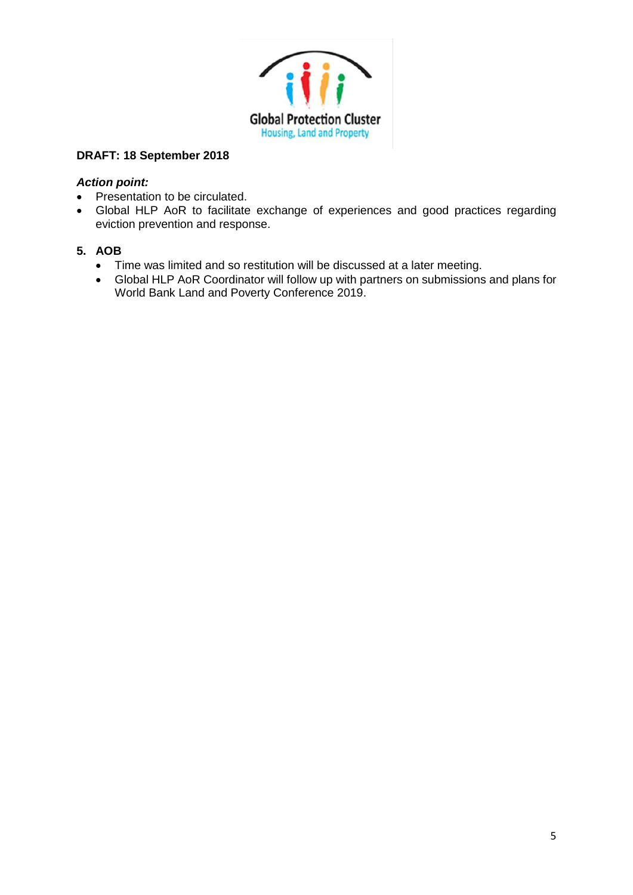Global Protection Cluster
Housing, Land and Property

**DRAFT: 18 September 2018**

***Action point:***

- Presentation to be circulated.
- Global HLP AoR to facilitate exchange of experiences and good practices regarding eviction prevention and response.

## 5. AOB

- Time was limited and so restitution will be discussed at a later meeting.
- Global HLP AoR Coordinator will follow up with partners on submissions and plans for World Bank Land and Poverty Conference 2019.